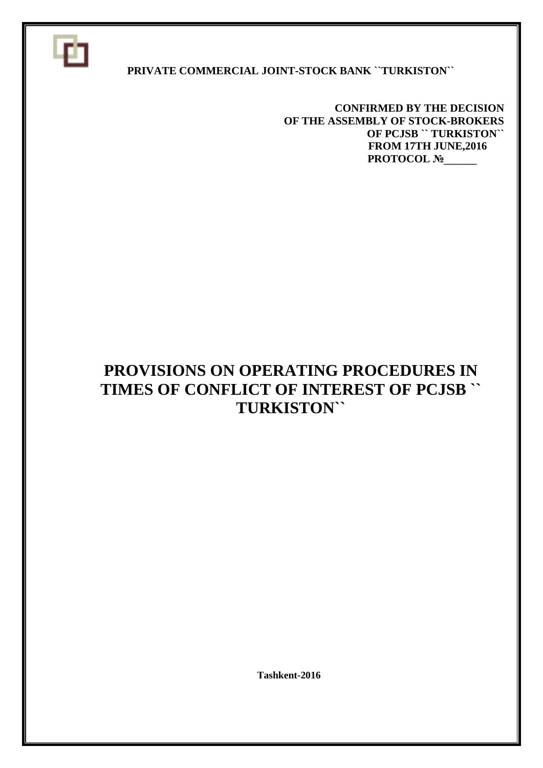**PRIVATE COMMERCIAL JOINT-STOCK BANK ``TURKISTON``**

**CONFIRMED BY THE DECISION**
**OF THE ASSEMBLY OF STOCK-BROKERS**
**OF PCJSB `` TURKISTON``**
**FROM 17TH JUNE,2016**
**PROTOCOL №\_\_\_\_\_\_**

# PROVISIONS ON OPERATING PROCEDURES IN TIMES OF CONFLICT OF INTEREST OF PCJSB `` TURKISTON``

**Tashkent-2016**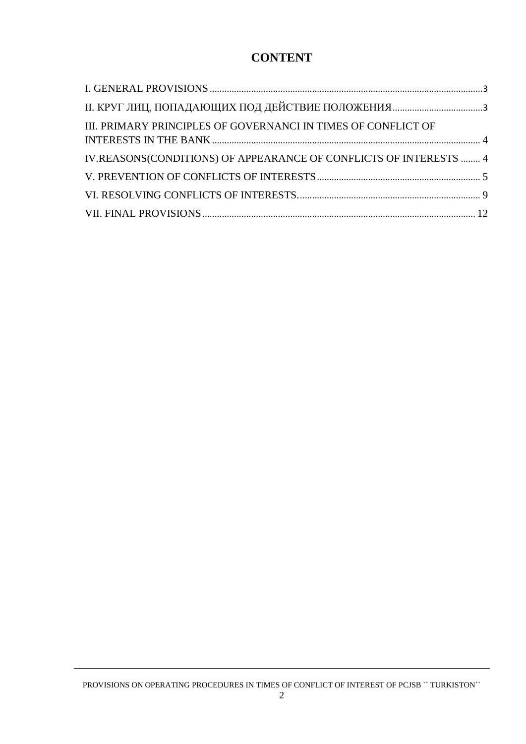# CONTENT

I. GENERAL PROVISIONS ........................................................................................................ 3

II. КРУГ ЛИЦ, ПОПАДАЮЩИХ ПОД ДЕЙСТВИЕ ПОЛОЖЕНИЯ ..................................... 3

III. PRIMARY PRINCIPLES OF GOVERNANCI IN TIMES OF CONFLICT OF INTERESTS IN THE BANK ........................................................................................................ 4

IV.REASONS(CONDITIONS) OF APPEARANCE OF CONFLICTS OF INTERESTS ........ 4

V. PREVENTION OF CONFLICTS OF INTERESTS ........................................................... 5

VI. RESOLVING CONFLICTS OF INTERESTS. ................................................................. 9

VII. FINAL PROVISIONS ........................................................................................................ 12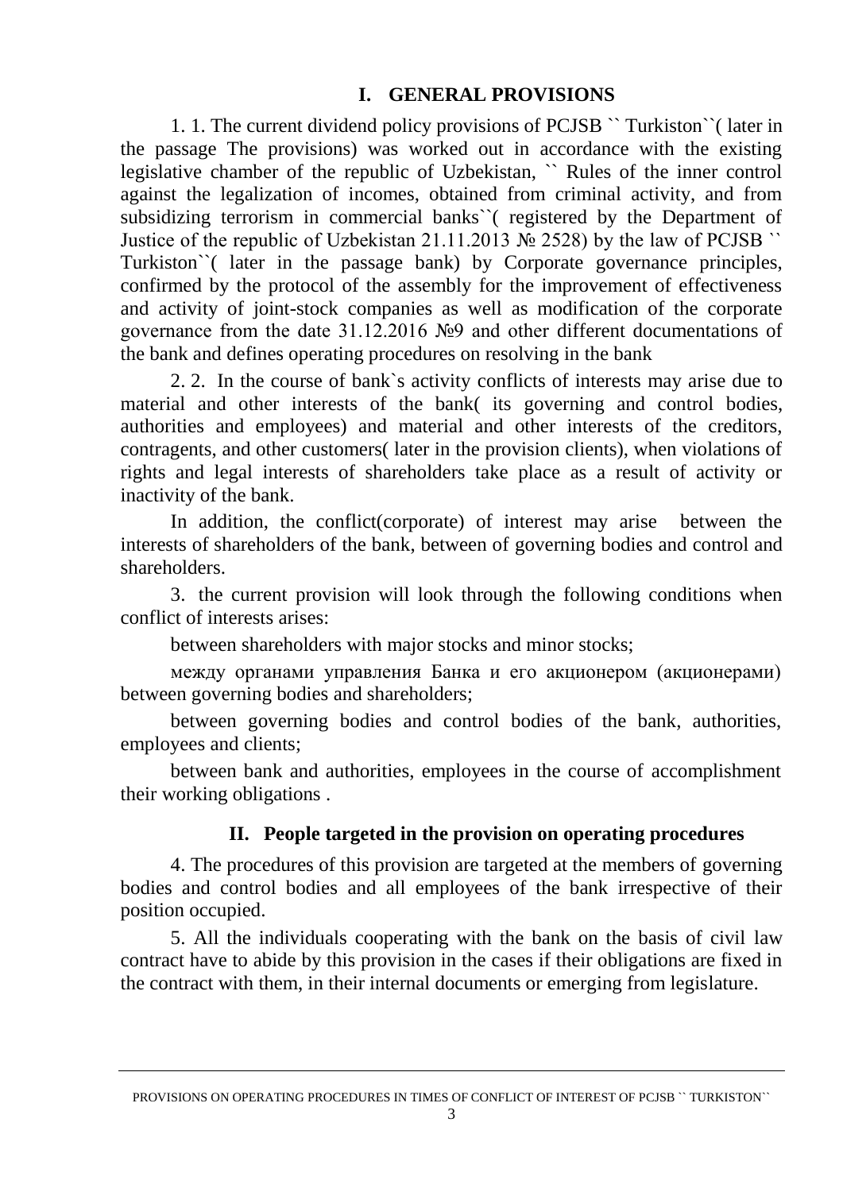## I. GENERAL PROVISIONS

1. 1. The current dividend policy provisions of PCJSB `` Turkiston``( later in the passage The provisions) was worked out in accordance with the existing legislative chamber of the republic of Uzbekistan, `` Rules of the inner control against the legalization of incomes, obtained from criminal activity, and from subsidizing terrorism in commercial banks``( registered by the Department of Justice of the republic of Uzbekistan 21.11.2013 № 2528) by the law of PCJSB `` Turkiston``( later in the passage bank) by Corporate governance principles, confirmed by the protocol of the assembly for the improvement of effectiveness and activity of joint-stock companies as well as modification of the corporate governance from the date 31.12.2016 №9 and other different documentations of the bank and defines operating procedures on resolving in the bank

2. 2. In the course of bank`s activity conflicts of interests may arise due to material and other interests of the bank( its governing and control bodies, authorities and employees) and material and other interests of the creditors, contragents, and other customers( later in the provision clients), when violations of rights and legal interests of shareholders take place as a result of activity or inactivity of the bank.

In addition, the conflict(corporate) of interest may arise between the interests of shareholders of the bank, between of governing bodies and control and shareholders.

3. the current provision will look through the following conditions when conflict of interests arises:

between shareholders with major stocks and minor stocks;

между органами управления Банка и его акционером (акционерами) between governing bodies and shareholders;

between governing bodies and control bodies of the bank, authorities, employees and clients;

between bank and authorities, employees in the course of accomplishment their working obligations .

## II. People targeted in the provision on operating procedures

4. The procedures of this provision are targeted at the members of governing bodies and control bodies and all employees of the bank irrespective of their position occupied.

5. All the individuals cooperating with the bank on the basis of civil law contract have to abide by this provision in the cases if their obligations are fixed in the contract with them, in their internal documents or emerging from legislature.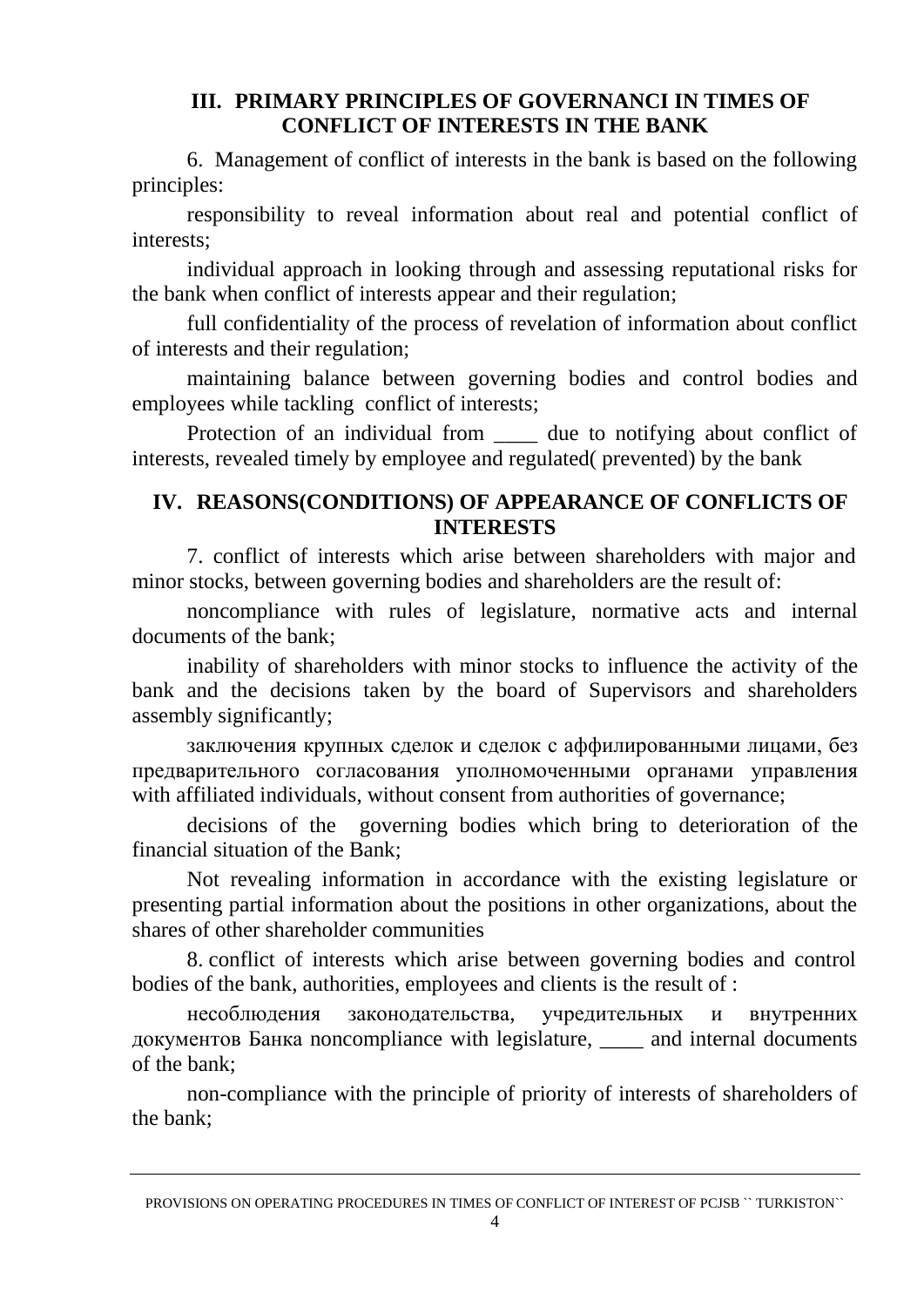## III. PRIMARY PRINCIPLES OF GOVERNANCI IN TIMES OF CONFLICT OF INTERESTS IN THE BANK

6. Management of conflict of interests in the bank is based on the following principles:

responsibility to reveal information about real and potential conflict of interests;

individual approach in looking through and assessing reputational risks for the bank when conflict of interests appear and their regulation;

full confidentiality of the process of revelation of information about conflict of interests and their regulation;

maintaining balance between governing bodies and control bodies and employees while tackling conflict of interests;

Protection of an individual from ____ due to notifying about conflict of interests, revealed timely by employee and regulated( prevented) by the bank

## IV. REASONS(CONDITIONS) OF APPEARANCE OF CONFLICTS OF INTERESTS

7. conflict of interests which arise between shareholders with major and minor stocks, between governing bodies and shareholders are the result of:

noncompliance with rules of legislature, normative acts and internal documents of the bank;

inability of shareholders with minor stocks to influence the activity of the bank and the decisions taken by the board of Supervisors and shareholders assembly significantly;

заключения крупных сделок и сделок с аффилированными лицами, без предварительного согласования уполномоченными органами управления with affiliated individuals, without consent from authorities of governance;

decisions of the governing bodies which bring to deterioration of the financial situation of the Bank;

Not revealing information in accordance with the existing legislature or presenting partial information about the positions in other organizations, about the shares of other shareholder communities

8. conflict of interests which arise between governing bodies and control bodies of the bank, authorities, employees and clients is the result of :

несоблюдения законодательства, учредительных и внутренних документов Банка noncompliance with legislature, ____ and internal documents of the bank;

non-compliance with the principle of priority of interests of shareholders of the bank;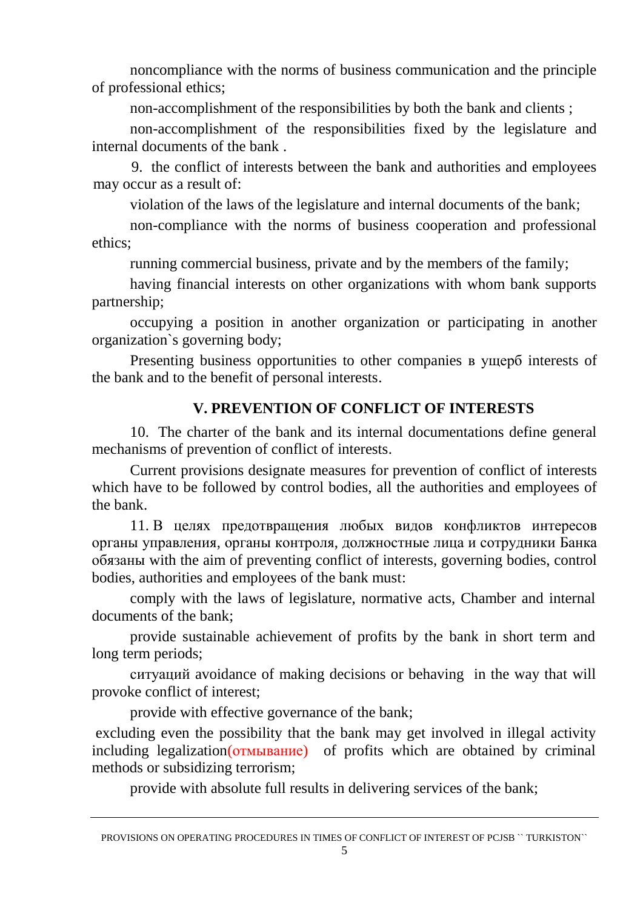noncompliance with the norms of business communication and the principle of professional ethics;

non-accomplishment of the responsibilities by both the bank and clients ;

non-accomplishment of the responsibilities fixed by the legislature and internal documents of the bank .

9. the conflict of interests between the bank and authorities and employees may occur as a result of:

violation of the laws of the legislature and internal documents of the bank;

non-compliance with the norms of business cooperation and professional ethics;

running commercial business, private and by the members of the family;

having financial interests on other organizations with whom bank supports partnership;

occupying a position in another organization or participating in another organization`s governing body;

Presenting business opportunities to other companies в ущерб interests of the bank and to the benefit of personal interests.

## V. PREVENTION OF CONFLICT OF INTERESTS

10. The charter of the bank and its internal documentations define general mechanisms of prevention of conflict of interests.

Current provisions designate measures for prevention of conflict of interests which have to be followed by control bodies, all the authorities and employees of the bank.

11. В целях предотвращения любых видов конфликтов интересов органы управления, органы контроля, должностные лица и сотрудники Банка обязаны with the aim of preventing conflict of interests, governing bodies, control bodies, authorities and employees of the bank must:

comply with the laws of legislature, normative acts, Chamber and internal documents of the bank;

provide sustainable achievement of profits by the bank in short term and long term periods;

ситуаций avoidance of making decisions or behaving in the way that will provoke conflict of interest;

provide with effective governance of the bank;

excluding even the possibility that the bank may get involved in illegal activity including legalization(отмывание) of profits which are obtained by criminal methods or subsidizing terrorism;

provide with absolute full results in delivering services of the bank;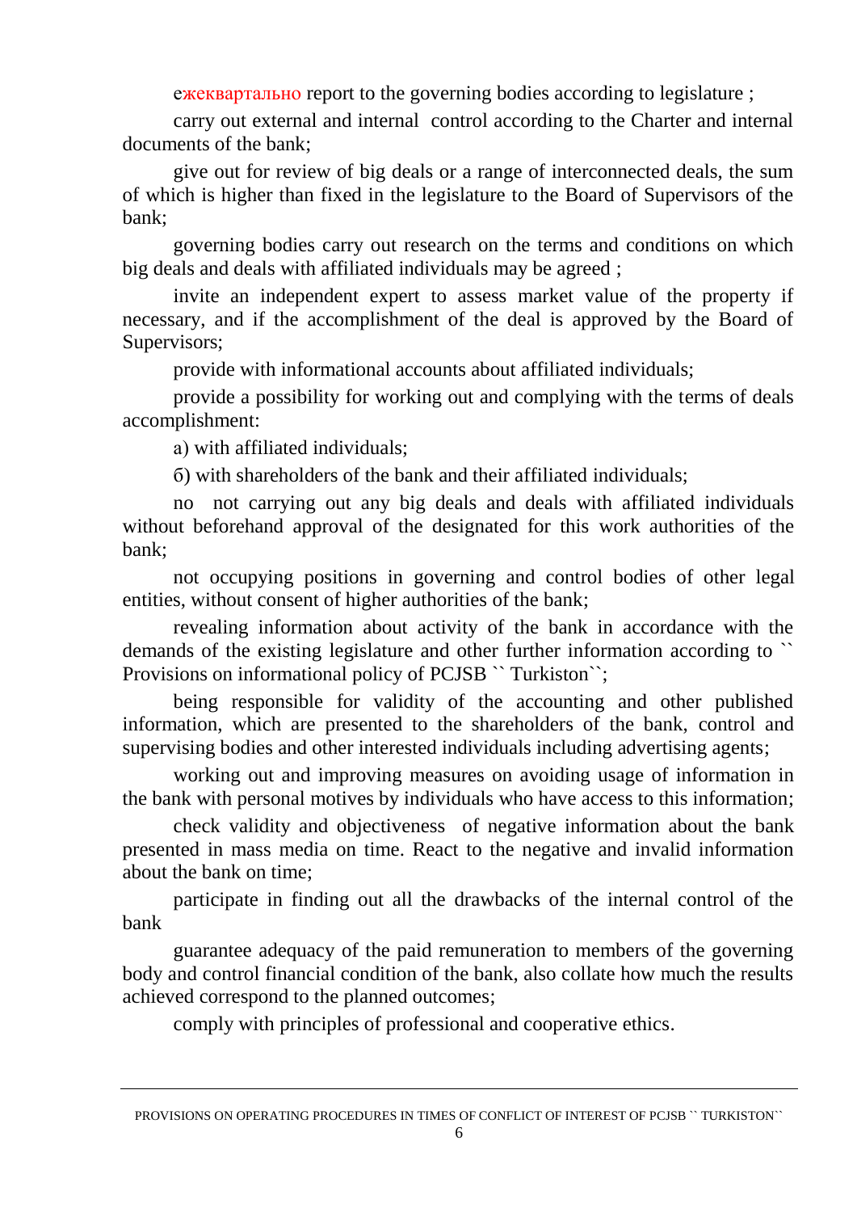ежеквартально report to the governing bodies according to legislature ;

carry out external and internal control according to the Charter and internal documents of the bank;

give out for review of big deals or a range of interconnected deals, the sum of which is higher than fixed in the legislature to the Board of Supervisors of the bank;

governing bodies carry out research on the terms and conditions on which big deals and deals with affiliated individuals may be agreed ;

invite an independent expert to assess market value of the property if necessary, and if the accomplishment of the deal is approved by the Board of Supervisors;

provide with informational accounts about affiliated individuals;

provide a possibility for working out and complying with the terms of deals accomplishment:

а) with affiliated individuals;

б) with shareholders of the bank and their affiliated individuals;

no not carrying out any big deals and deals with affiliated individuals without beforehand approval of the designated for this work authorities of the bank;

not occupying positions in governing and control bodies of other legal entities, without consent of higher authorities of the bank;

revealing information about activity of the bank in accordance with the demands of the existing legislature and other further information according to `` Provisions on informational policy of PCJSB `` Turkiston``;

being responsible for validity of the accounting and other published information, which are presented to the shareholders of the bank, control and supervising bodies and other interested individuals including advertising agents;

working out and improving measures on avoiding usage of information in the bank with personal motives by individuals who have access to this information;

check validity and objectiveness of negative information about the bank presented in mass media on time. React to the negative and invalid information about the bank on time;

participate in finding out all the drawbacks of the internal control of the bank

guarantee adequacy of the paid remuneration to members of the governing body and control financial condition of the bank, also collate how much the results achieved correspond to the planned outcomes;

comply with principles of professional and cooperative ethics.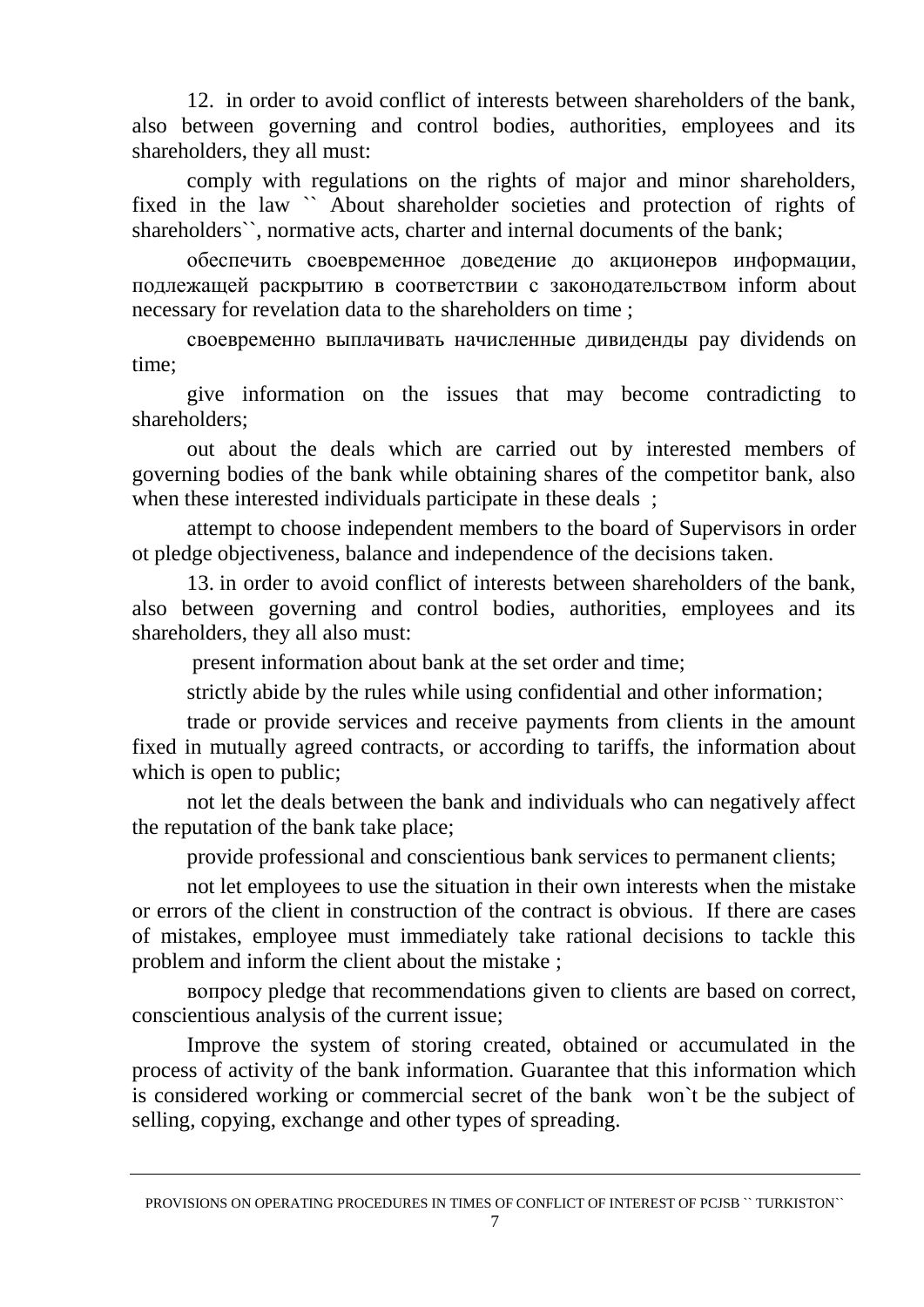12. in order to avoid conflict of interests between shareholders of the bank, also between governing and control bodies, authorities, employees and its shareholders, they all must:

comply with regulations on the rights of major and minor shareholders, fixed in the law `` About shareholder societies and protection of rights of shareholders``, normative acts, charter and internal documents of the bank;

обеспечить своевременное доведение до акционеров информации, подлежащей раскрытию в соответствии с законодательством inform about necessary for revelation data to the shareholders on time ;

своевременно выплачивать начисленные дивиденды pay dividends on time;

give information on the issues that may become contradicting to shareholders;

out about the deals which are carried out by interested members of governing bodies of the bank while obtaining shares of the competitor bank, also when these interested individuals participate in these deals ;

attempt to choose independent members to the board of Supervisors in order ot pledge objectiveness, balance and independence of the decisions taken.

13. in order to avoid conflict of interests between shareholders of the bank, also between governing and control bodies, authorities, employees and its shareholders, they all also must:

present information about bank at the set order and time;

strictly abide by the rules while using confidential and other information;

trade or provide services and receive payments from clients in the amount fixed in mutually agreed contracts, or according to tariffs, the information about which is open to public;

not let the deals between the bank and individuals who can negatively affect the reputation of the bank take place;

provide professional and conscientious bank services to permanent clients;

not let employees to use the situation in their own interests when the mistake or errors of the client in construction of the contract is obvious. If there are cases of mistakes, employee must immediately take rational decisions to tackle this problem and inform the client about the mistake ;

вопросу pledge that recommendations given to clients are based on correct, conscientious analysis of the current issue;

Improve the system of storing created, obtained or accumulated in the process of activity of the bank information. Guarantee that this information which is considered working or commercial secret of the bank won`t be the subject of selling, copying, exchange and other types of spreading.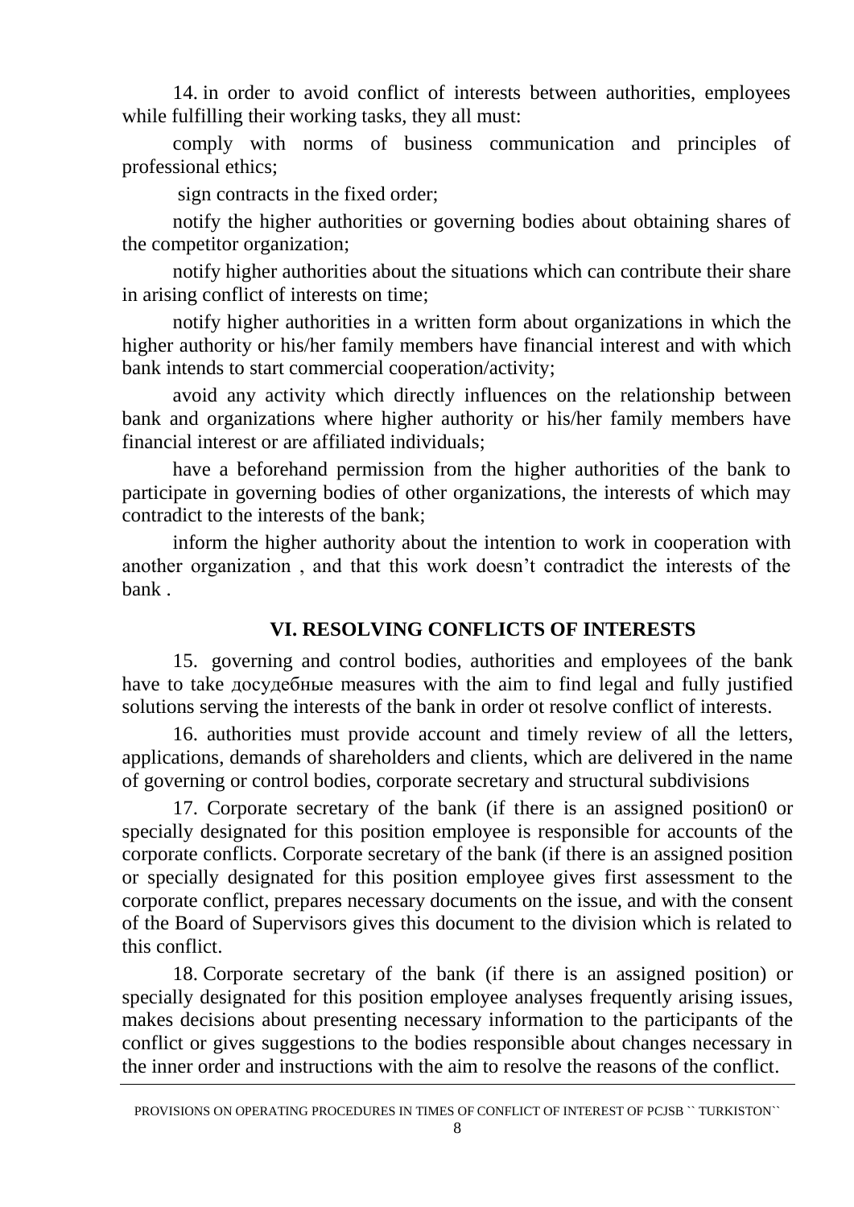14. in order to avoid conflict of interests between authorities, employees while fulfilling their working tasks, they all must:

comply with norms of business communication and principles of professional ethics;

sign contracts in the fixed order;

notify the higher authorities or governing bodies about obtaining shares of the competitor organization;

notify higher authorities about the situations which can contribute their share in arising conflict of interests on time;

notify higher authorities in a written form about organizations in which the higher authority or his/her family members have financial interest and with which bank intends to start commercial cooperation/activity;

avoid any activity which directly influences on the relationship between bank and organizations where higher authority or his/her family members have financial interest or are affiliated individuals;

have a beforehand permission from the higher authorities of the bank to participate in governing bodies of other organizations, the interests of which may contradict to the interests of the bank;

inform the higher authority about the intention to work in cooperation with another organization , and that this work doesn't contradict the interests of the bank .

## VI. RESOLVING CONFLICTS OF INTERESTS

15. governing and control bodies, authorities and employees of the bank have to take досудебные measures with the aim to find legal and fully justified solutions serving the interests of the bank in order ot resolve conflict of interests.

16. authorities must provide account and timely review of all the letters, applications, demands of shareholders and clients, which are delivered in the name of governing or control bodies, corporate secretary and structural subdivisions

17. Corporate secretary of the bank (if there is an assigned position0 or specially designated for this position employee is responsible for accounts of the corporate conflicts. Corporate secretary of the bank (if there is an assigned position or specially designated for this position employee gives first assessment to the corporate conflict, prepares necessary documents on the issue, and with the consent of the Board of Supervisors gives this document to the division which is related to this conflict.

18. Corporate secretary of the bank (if there is an assigned position) or specially designated for this position employee analyses frequently arising issues, makes decisions about presenting necessary information to the participants of the conflict or gives suggestions to the bodies responsible about changes necessary in the inner order and instructions with the aim to resolve the reasons of the conflict.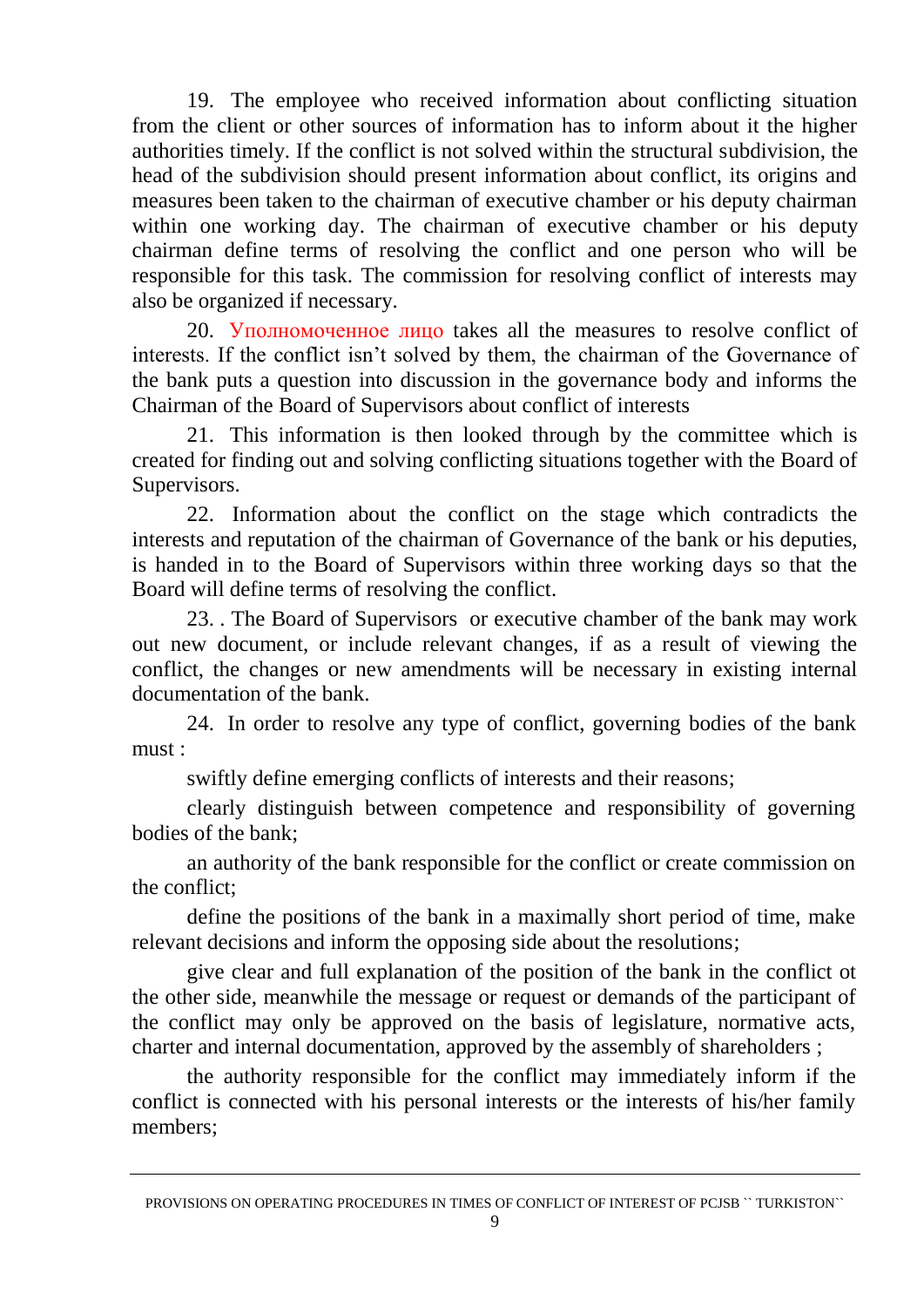19. The employee who received information about conflicting situation from the client or other sources of information has to inform about it the higher authorities timely. If the conflict is not solved within the structural subdivision, the head of the subdivision should present information about conflict, its origins and measures been taken to the chairman of executive chamber or his deputy chairman within one working day. The chairman of executive chamber or his deputy chairman define terms of resolving the conflict and one person who will be responsible for this task. The commission for resolving conflict of interests may also be organized if necessary.

20. Уполномоченное лицо takes all the measures to resolve conflict of interests. If the conflict isn't solved by them, the chairman of the Governance of the bank puts a question into discussion in the governance body and informs the Chairman of the Board of Supervisors about conflict of interests

21. This information is then looked through by the committee which is created for finding out and solving conflicting situations together with the Board of Supervisors.

22. Information about the conflict on the stage which contradicts the interests and reputation of the chairman of Governance of the bank or his deputies, is handed in to the Board of Supervisors within three working days so that the Board will define terms of resolving the conflict.

23. . The Board of Supervisors or executive chamber of the bank may work out new document, or include relevant changes, if as a result of viewing the conflict, the changes or new amendments will be necessary in existing internal documentation of the bank.

24. In order to resolve any type of conflict, governing bodies of the bank must :

swiftly define emerging conflicts of interests and their reasons;

clearly distinguish between competence and responsibility of governing bodies of the bank;

an authority of the bank responsible for the conflict or create commission on the conflict;

define the positions of the bank in a maximally short period of time, make relevant decisions and inform the opposing side about the resolutions;

give clear and full explanation of the position of the bank in the conflict ot the other side, meanwhile the message or request or demands of the participant of the conflict may only be approved on the basis of legislature, normative acts, charter and internal documentation, approved by the assembly of shareholders ;

the authority responsible for the conflict may immediately inform if the conflict is connected with his personal interests or the interests of his/her family members;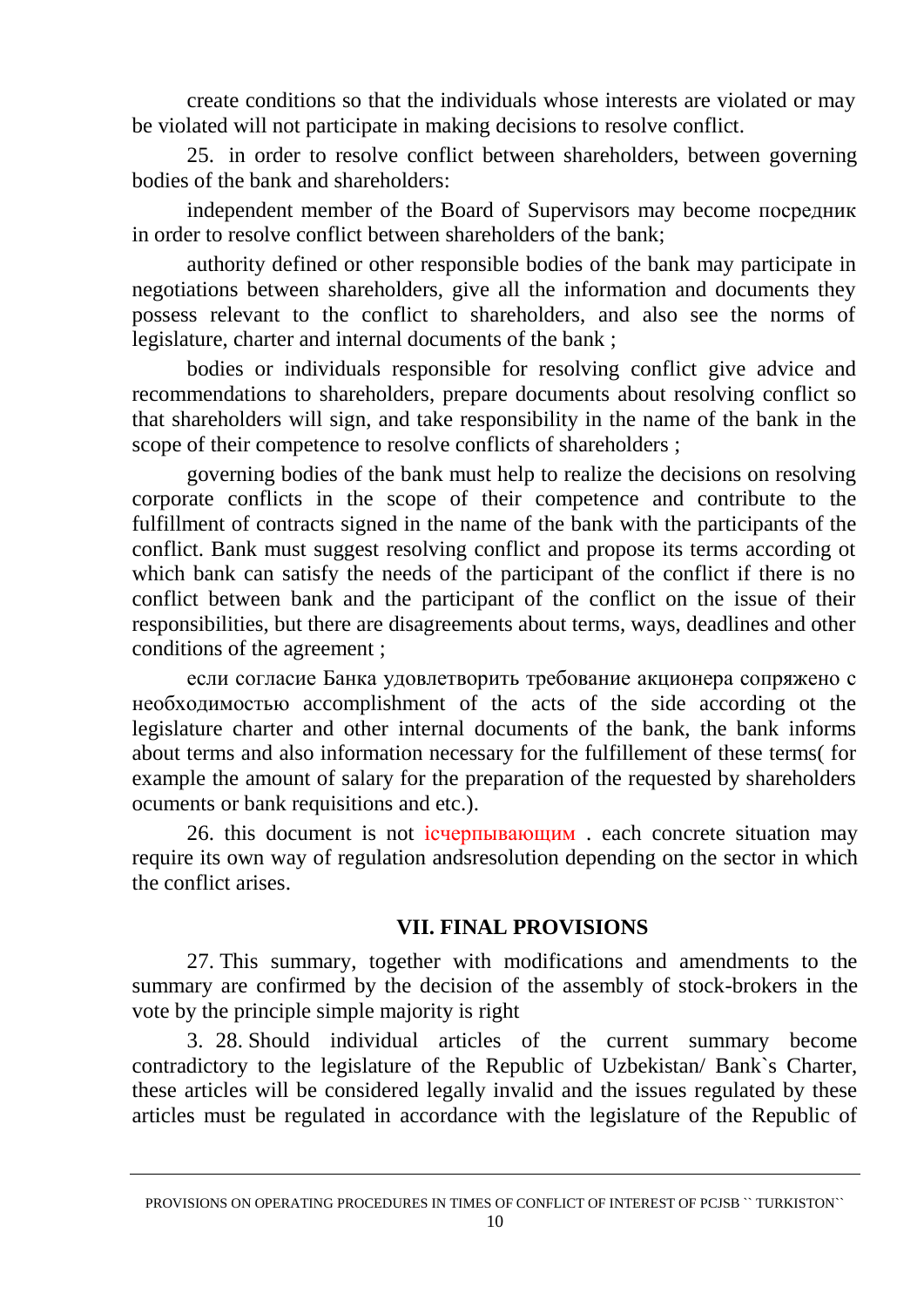create conditions so that the individuals whose interests are violated or may be violated will not participate in making decisions to resolve conflict.

25. in order to resolve conflict between shareholders, between governing bodies of the bank and shareholders:

independent member of the Board of Supervisors may become посредник in order to resolve conflict between shareholders of the bank;

authority defined or other responsible bodies of the bank may participate in negotiations between shareholders, give all the information and documents they possess relevant to the conflict to shareholders, and also see the norms of legislature, charter and internal documents of the bank ;

bodies or individuals responsible for resolving conflict give advice and recommendations to shareholders, prepare documents about resolving conflict so that shareholders will sign, and take responsibility in the name of the bank in the scope of their competence to resolve conflicts of shareholders ;

governing bodies of the bank must help to realize the decisions on resolving corporate conflicts in the scope of their competence and contribute to the fulfillment of contracts signed in the name of the bank with the participants of the conflict. Bank must suggest resolving conflict and propose its terms according ot which bank can satisfy the needs of the participant of the conflict if there is no conflict between bank and the participant of the conflict on the issue of their responsibilities, but there are disagreements about terms, ways, deadlines and other conditions of the agreement ;

если согласие Банка удовлетворить требование акционера сопряжено с необходимостью accomplishment of the acts of the side according ot the legislature charter and other internal documents of the bank, the bank informs about terms and also information necessary for the fulfillement of these terms( for example the amount of salary for the preparation of the requested by shareholders ocuments or bank requisitions and etc.).

26. this document is not існерпывающим . each concrete situation may require its own way of regulation andsresolution depending on the sector in which the conflict arises.

## VII. FINAL PROVISIONS

27. This summary, together with modifications and amendments to the summary are confirmed by the decision of the assembly of stock-brokers in the vote by the principle simple majority is right

3. 28. Should individual articles of the current summary become contradictory to the legislature of the Republic of Uzbekistan/ Bank`s Charter, these articles will be considered legally invalid and the issues regulated by these articles must be regulated in accordance with the legislature of the Republic of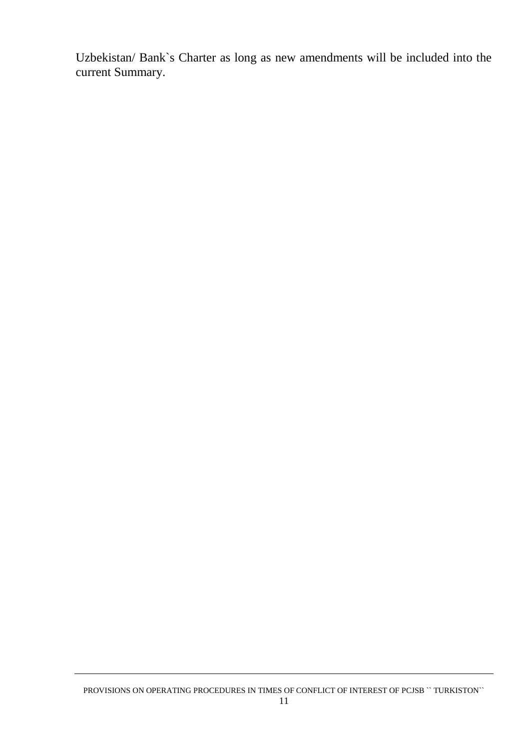Uzbekistan/ Bank`s Charter as long as new amendments will be included into the current Summary.